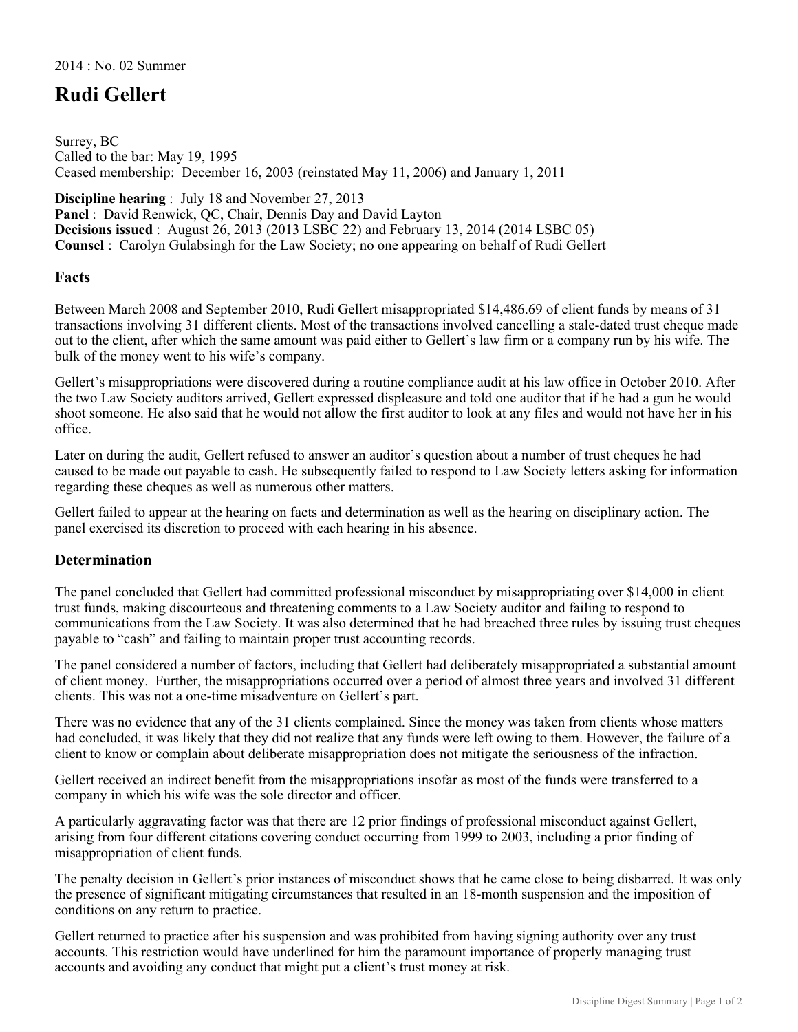2014 : No. 02 Summer

# Rudi Gellert

Surrey, BC
Called to the bar: May 19, 1995
Ceased membership: December 16, 2003 (reinstated May 11, 2006) and January 1, 2011

**Discipline hearing** : July 18 and November 27, 2013
**Panel** : David Renwick, QC, Chair, Dennis Day and David Layton
**Decisions issued** : August 26, 2013 (2013 LSBC 22) and February 13, 2014 (2014 LSBC 05)
**Counsel** : Carolyn Gulabsingh for the Law Society; no one appearing on behalf of Rudi Gellert

## Facts

Between March 2008 and September 2010, Rudi Gellert misappropriated $14,486.69 of client funds by means of 31 transactions involving 31 different clients. Most of the transactions involved cancelling a stale-dated trust cheque made out to the client, after which the same amount was paid either to Gellert's law firm or a company run by his wife. The bulk of the money went to his wife's company.

Gellert's misappropriations were discovered during a routine compliance audit at his law office in October 2010. After the two Law Society auditors arrived, Gellert expressed displeasure and told one auditor that if he had a gun he would shoot someone. He also said that he would not allow the first auditor to look at any files and would not have her in his office.

Later on during the audit, Gellert refused to answer an auditor's question about a number of trust cheques he had caused to be made out payable to cash. He subsequently failed to respond to Law Society letters asking for information regarding these cheques as well as numerous other matters.

Gellert failed to appear at the hearing on facts and determination as well as the hearing on disciplinary action. The panel exercised its discretion to proceed with each hearing in his absence.

## Determination

The panel concluded that Gellert had committed professional misconduct by misappropriating over $14,000 in client trust funds, making discourteous and threatening comments to a Law Society auditor and failing to respond to communications from the Law Society. It was also determined that he had breached three rules by issuing trust cheques payable to "cash" and failing to maintain proper trust accounting records.

The panel considered a number of factors, including that Gellert had deliberately misappropriated a substantial amount of client money. Further, the misappropriations occurred over a period of almost three years and involved 31 different clients. This was not a one-time misadventure on Gellert's part.

There was no evidence that any of the 31 clients complained. Since the money was taken from clients whose matters had concluded, it was likely that they did not realize that any funds were left owing to them. However, the failure of a client to know or complain about deliberate misappropriation does not mitigate the seriousness of the infraction.

Gellert received an indirect benefit from the misappropriations insofar as most of the funds were transferred to a company in which his wife was the sole director and officer.

A particularly aggravating factor was that there are 12 prior findings of professional misconduct against Gellert, arising from four different citations covering conduct occurring from 1999 to 2003, including a prior finding of misappropriation of client funds.

The penalty decision in Gellert's prior instances of misconduct shows that he came close to being disbarred. It was only the presence of significant mitigating circumstances that resulted in an 18-month suspension and the imposition of conditions on any return to practice.

Gellert returned to practice after his suspension and was prohibited from having signing authority over any trust accounts. This restriction would have underlined for him the paramount importance of properly managing trust accounts and avoiding any conduct that might put a client's trust money at risk.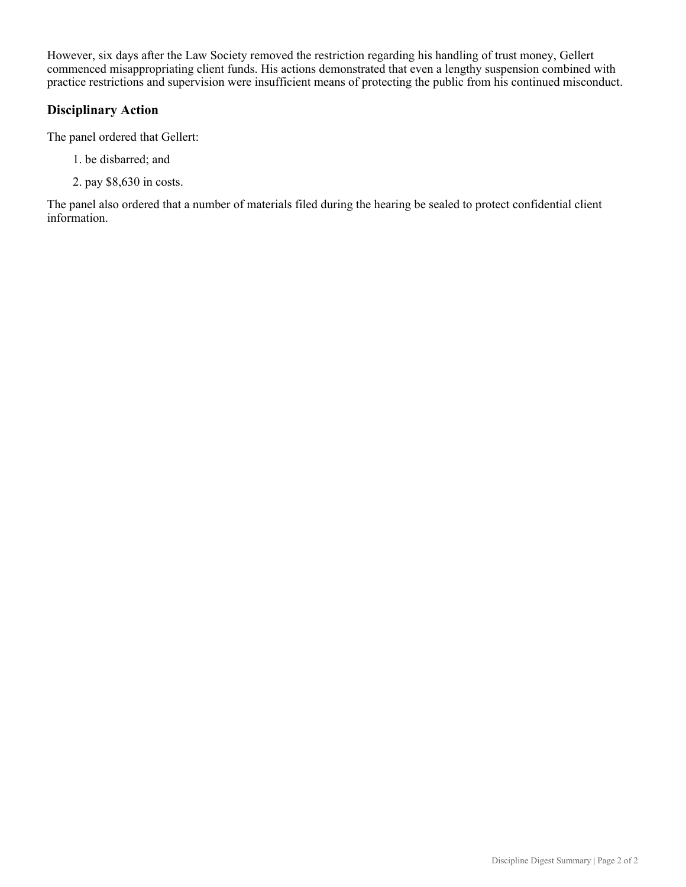However, six days after the Law Society removed the restriction regarding his handling of trust money, Gellert commenced misappropriating client funds. His actions demonstrated that even a lengthy suspension combined with practice restrictions and supervision were insufficient means of protecting the public from his continued misconduct.

## Disciplinary Action

The panel ordered that Gellert:

1. be disbarred; and
2. pay $8,630 in costs.

The panel also ordered that a number of materials filed during the hearing be sealed to protect confidential client information.